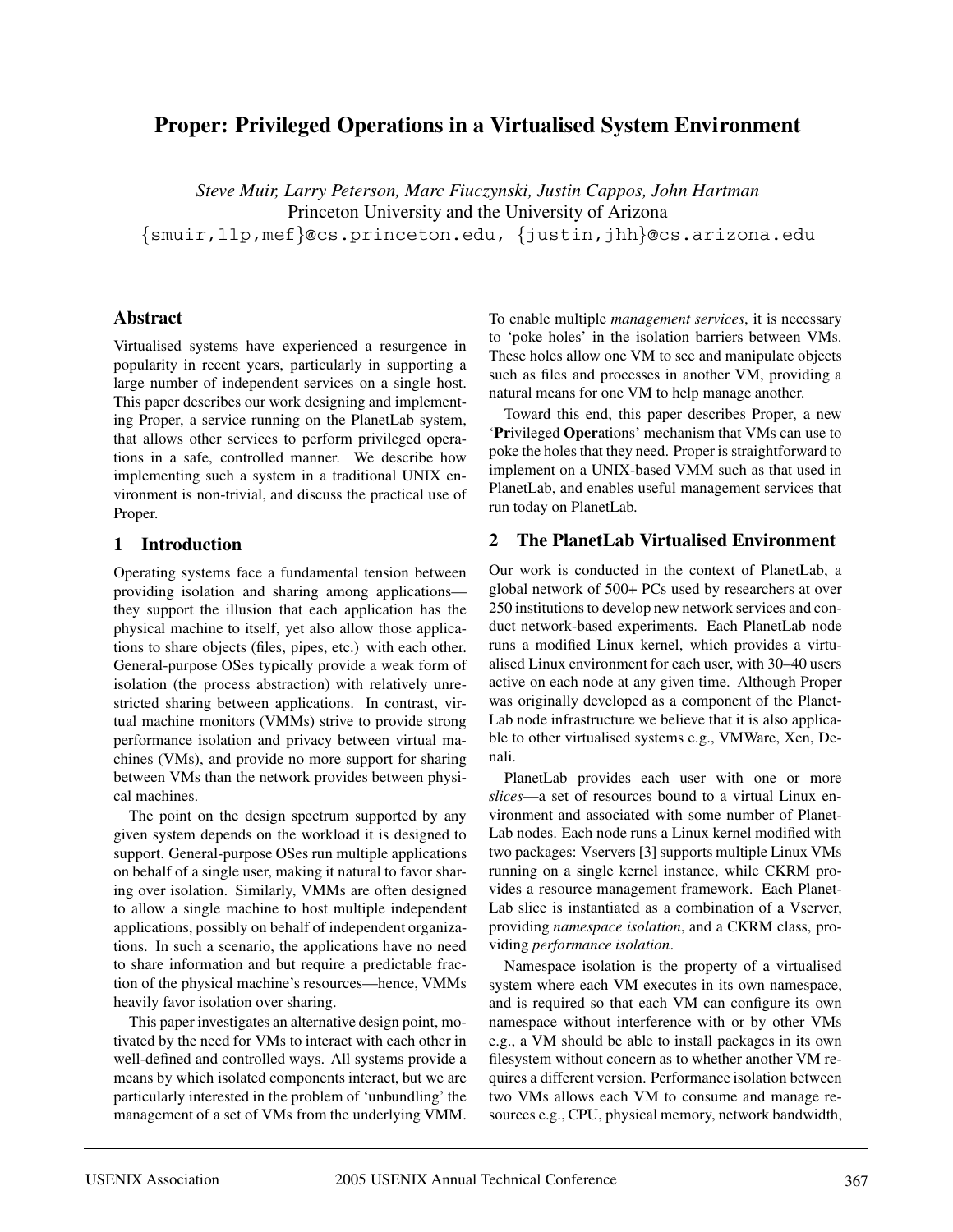# Proper: Privileged Operations in a Virtualised System Environment

*Steve Muir, Larry Peterson, Marc Fiuczynski, Justin Cappos, John Hartman*
Princeton University and the University of Arizona
{smuir,llp,mef}@cs.princeton.edu, {justin,jhh}@cs.arizona.edu

## Abstract

Virtualised systems have experienced a resurgence in popularity in recent years, particularly in supporting a large number of independent services on a single host. This paper describes our work designing and implementing Proper, a service running on the PlanetLab system, that allows other services to perform privileged operations in a safe, controlled manner. We describe how implementing such a system in a traditional UNIX environment is non-trivial, and discuss the practical use of Proper.

## 1 Introduction

Operating systems face a fundamental tension between providing isolation and sharing among applications—they support the illusion that each application has the physical machine to itself, yet also allow those applications to share objects (files, pipes, etc.) with each other. General-purpose OSes typically provide a weak form of isolation (the process abstraction) with relatively unrestricted sharing between applications. In contrast, virtual machine monitors (VMMs) strive to provide strong performance isolation and privacy between virtual machines (VMs), and provide no more support for sharing between VMs than the network provides between physical machines.

The point on the design spectrum supported by any given system depends on the workload it is designed to support. General-purpose OSes run multiple applications on behalf of a single user, making it natural to favor sharing over isolation. Similarly, VMMs are often designed to allow a single machine to host multiple independent applications, possibly on behalf of independent organizations. In such a scenario, the applications have no need to share information and but require a predictable fraction of the physical machine's resources—hence, VMMs heavily favor isolation over sharing.

This paper investigates an alternative design point, motivated by the need for VMs to interact with each other in well-defined and controlled ways. All systems provide a means by which isolated components interact, but we are particularly interested in the problem of 'unbundling' the management of a set of VMs from the underlying VMM. To enable multiple *management services*, it is necessary to 'poke holes' in the isolation barriers between VMs. These holes allow one VM to see and manipulate objects such as files and processes in another VM, providing a natural means for one VM to help manage another.

Toward this end, this paper describes Proper, a new '**Pr**ivileged **Oper**ations' mechanism that VMs can use to poke the holes that they need. Proper is straightforward to implement on a UNIX-based VMM such as that used in PlanetLab, and enables useful management services that run today on PlanetLab.

## 2 The PlanetLab Virtualised Environment

Our work is conducted in the context of PlanetLab, a global network of 500+ PCs used by researchers at over 250 institutions to develop new network services and conduct network-based experiments. Each PlanetLab node runs a modified Linux kernel, which provides a virtualised Linux environment for each user, with 30–40 users active on each node at any given time. Although Proper was originally developed as a component of the PlanetLab node infrastructure we believe that it is also applicable to other virtualised systems e.g., VMWare, Xen, Denali.

PlanetLab provides each user with one or more *slices*—a set of resources bound to a virtual Linux environment and associated with some number of PlanetLab nodes. Each node runs a Linux kernel modified with two packages: Vservers [3] supports multiple Linux VMs running on a single kernel instance, while CKRM provides a resource management framework. Each PlanetLab slice is instantiated as a combination of a Vserver, providing *namespace isolation*, and a CKRM class, providing *performance isolation*.

Namespace isolation is the property of a virtualised system where each VM executes in its own namespace, and is required so that each VM can configure its own namespace without interference with or by other VMs e.g., a VM should be able to install packages in its own filesystem without concern as to whether another VM requires a different version. Performance isolation between two VMs allows each VM to consume and manage resources e.g., CPU, physical memory, network bandwidth,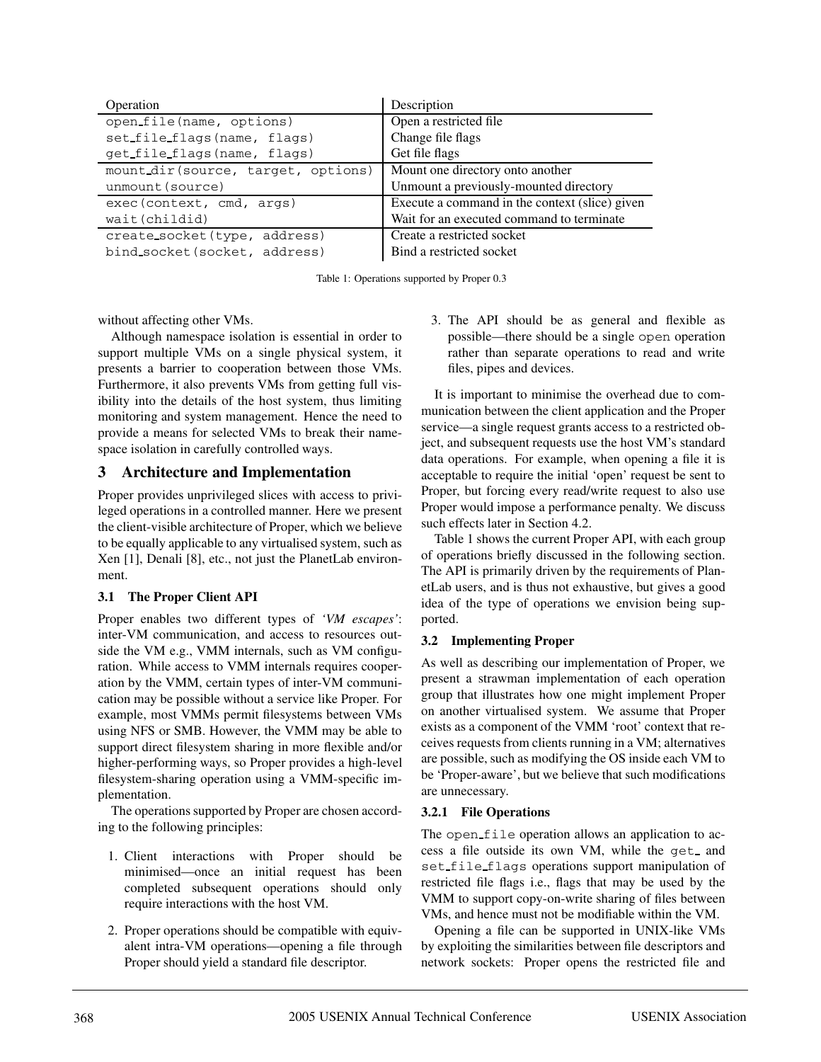| Operation | Description |
| --- | --- |
| `open_file(name, options)` | Open a restricted file |
| `set_file_flags(name, flags)` | Change file flags |
| `get_file_flags(name, flags)` | Get file flags |
| `mount_dir(source, target, options)` | Mount one directory onto another |
| `unmount(source)` | Unmount a previously-mounted directory |
| `exec(context, cmd, args)` | Execute a command in the context (slice) given |
| `wait(childid)` | Wait for an executed command to terminate |
| `create_socket(type, address)` | Create a restricted socket |
| `bind_socket(socket, address)` | Bind a restricted socket |

Table 1: Operations supported by Proper 0.3

without affecting other VMs.

Although namespace isolation is essential in order to support multiple VMs on a single physical system, it presents a barrier to cooperation between those VMs. Furthermore, it also prevents VMs from getting full visibility into the details of the host system, thus limiting monitoring and system management. Hence the need to provide a means for selected VMs to break their namespace isolation in carefully controlled ways.

## 3 Architecture and Implementation

Proper provides unprivileged slices with access to privileged operations in a controlled manner. Here we present the client-visible architecture of Proper, which we believe to be equally applicable to any virtualised system, such as Xen [1], Denali [8], etc., not just the PlanetLab environment.

### 3.1 The Proper Client API

Proper enables two different types of *'VM escapes'*: inter-VM communication, and access to resources outside the VM e.g., VMM internals, such as VM configuration. While access to VMM internals requires cooperation by the VMM, certain types of inter-VM communication may be possible without a service like Proper. For example, most VMMs permit filesystems between VMs using NFS or SMB. However, the VMM may be able to support direct filesystem sharing in more flexible and/or higher-performing ways, so Proper provides a high-level filesystem-sharing operation using a VMM-specific implementation.

The operations supported by Proper are chosen according to the following principles:

1. Client interactions with Proper should be minimised—once an initial request has been completed subsequent operations should only require interactions with the host VM.
2. Proper operations should be compatible with equivalent intra-VM operations—opening a file through Proper should yield a standard file descriptor.
3. The API should be as general and flexible as possible—there should be a single `open` operation rather than separate operations to read and write files, pipes and devices.

It is important to minimise the overhead due to communication between the client application and the Proper service—a single request grants access to a restricted object, and subsequent requests use the host VM's standard data operations. For example, when opening a file it is acceptable to require the initial 'open' request be sent to Proper, but forcing every read/write request to also use Proper would impose a performance penalty. We discuss such effects later in Section 4.2.

Table 1 shows the current Proper API, with each group of operations briefly discussed in the following section. The API is primarily driven by the requirements of PlanetLab users, and is thus not exhaustive, but gives a good idea of the type of operations we envision being supported.

### 3.2 Implementing Proper

As well as describing our implementation of Proper, we present a strawman implementation of each operation group that illustrates how one might implement Proper on another virtualised system. We assume that Proper exists as a component of the VMM 'root' context that receives requests from clients running in a VM; alternatives are possible, such as modifying the OS inside each VM to be 'Proper-aware', but we believe that such modifications are unnecessary.

#### 3.2.1 File Operations

The `open_file` operation allows an application to access a file outside its own VM, while the `get_` and `set_file_flags` operations support manipulation of restricted file flags i.e., flags that may be used by the VMM to support copy-on-write sharing of files between VMs, and hence must not be modifiable within the VM.

Opening a file can be supported in UNIX-like VMs by exploiting the similarities between file descriptors and network sockets: Proper opens the restricted file and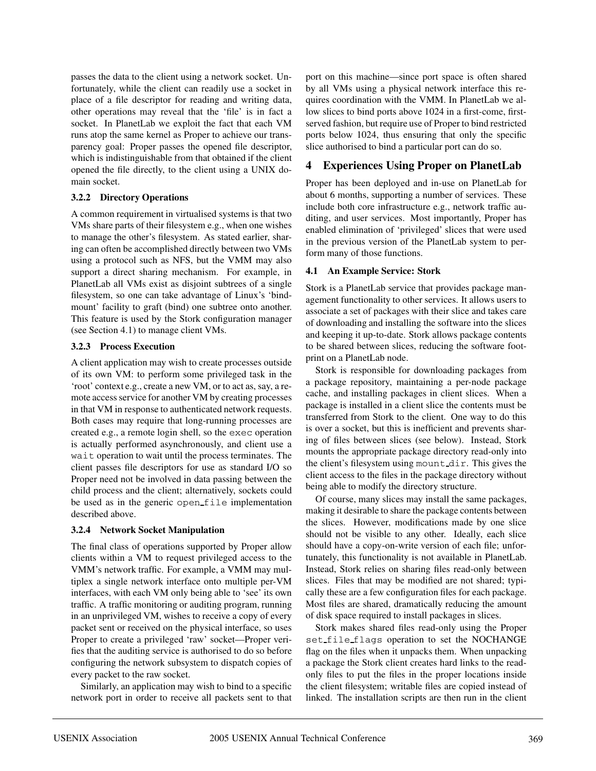passes the data to the client using a network socket. Unfortunately, while the client can readily use a socket in place of a file descriptor for reading and writing data, other operations may reveal that the 'file' is in fact a socket. In PlanetLab we exploit the fact that each VM runs atop the same kernel as Proper to achieve our transparency goal: Proper passes the opened file descriptor, which is indistinguishable from that obtained if the client opened the file directly, to the client using a UNIX domain socket.

#### 3.2.2 Directory Operations

A common requirement in virtualised systems is that two VMs share parts of their filesystem e.g., when one wishes to manage the other's filesystem. As stated earlier, sharing can often be accomplished directly between two VMs using a protocol such as NFS, but the VMM may also support a direct sharing mechanism. For example, in PlanetLab all VMs exist as disjoint subtrees of a single filesystem, so one can take advantage of Linux's 'bind-mount' facility to graft (bind) one subtree onto another. This feature is used by the Stork configuration manager (see Section 4.1) to manage client VMs.

#### 3.2.3 Process Execution

A client application may wish to create processes outside of its own VM: to perform some privileged task in the 'root' context e.g., create a new VM, or to act as, say, a remote access service for another VM by creating processes in that VM in response to authenticated network requests. Both cases may require that long-running processes are created e.g., a remote login shell, so the `exec` operation is actually performed asynchronously, and client use a `wait` operation to wait until the process terminates. The client passes file descriptors for use as standard I/O so Proper need not be involved in data passing between the child process and the client; alternatively, sockets could be used as in the generic `open_file` implementation described above.

#### 3.2.4 Network Socket Manipulation

The final class of operations supported by Proper allow clients within a VM to request privileged access to the VMM's network traffic. For example, a VMM may multiplex a single network interface onto multiple per-VM interfaces, with each VM only being able to 'see' its own traffic. A traffic monitoring or auditing program, running in an unprivileged VM, wishes to receive a copy of every packet sent or received on the physical interface, so uses Proper to create a privileged 'raw' socket—Proper verifies that the auditing service is authorised to do so before configuring the network subsystem to dispatch copies of every packet to the raw socket.

Similarly, an application may wish to bind to a specific network port in order to receive all packets sent to that port on this machine—since port space is often shared by all VMs using a physical network interface this requires coordination with the VMM. In PlanetLab we allow slices to bind ports above 1024 in a first-come, first-served fashion, but require use of Proper to bind restricted ports below 1024, thus ensuring that only the specific slice authorised to bind a particular port can do so.

## 4 Experiences Using Proper on PlanetLab

Proper has been deployed and in-use on PlanetLab for about 6 months, supporting a number of services. These include both core infrastructure e.g., network traffic auditing, and user services. Most importantly, Proper has enabled elimination of 'privileged' slices that were used in the previous version of the PlanetLab system to perform many of those functions.

### 4.1 An Example Service: Stork

Stork is a PlanetLab service that provides package management functionality to other services. It allows users to associate a set of packages with their slice and takes care of downloading and installing the software into the slices and keeping it up-to-date. Stork allows package contents to be shared between slices, reducing the software footprint on a PlanetLab node.

Stork is responsible for downloading packages from a package repository, maintaining a per-node package cache, and installing packages in client slices. When a package is installed in a client slice the contents must be transferred from Stork to the client. One way to do this is over a socket, but this is inefficient and prevents sharing of files between slices (see below). Instead, Stork mounts the appropriate package directory read-only into the client's filesystem using `mount_dir`. This gives the client access to the files in the package directory without being able to modify the directory structure.

Of course, many slices may install the same packages, making it desirable to share the package contents between the slices. However, modifications made by one slice should not be visible to any other. Ideally, each slice should have a copy-on-write version of each file; unfortunately, this functionality is not available in PlanetLab. Instead, Stork relies on sharing files read-only between slices. Files that may be modified are not shared; typically these are a few configuration files for each package. Most files are shared, dramatically reducing the amount of disk space required to install packages in slices.

Stork makes shared files read-only using the Proper `set_file_flags` operation to set the NOCHANGE flag on the files when it unpacks them. When unpacking a package the Stork client creates hard links to the read-only files to put the files in the proper locations inside the client filesystem; writable files are copied instead of linked. The installation scripts are then run in the client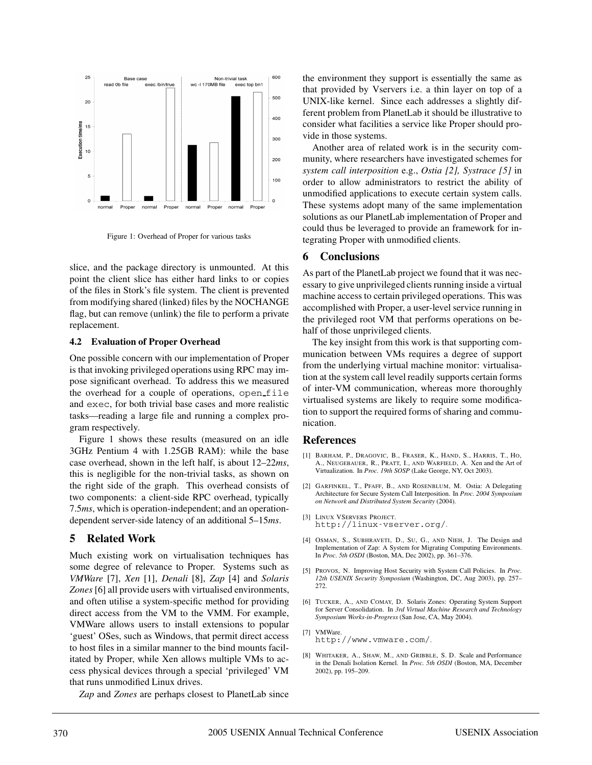Base case

read 0b file

exec /bin/true

Non-trivial task

wc -l 170MB file

exec top bn1

Execution time/ms

25

20

15

10

5

0

600

500

400

300

200

100

0

normal Proper normal Proper normal Proper normal Proper

Figure 1: Overhead of Proper for various tasks

slice, and the package directory is unmounted. At this point the client slice has either hard links to or copies of the files in Stork's file system. The client is prevented from modifying shared (linked) files by the NOCHANGE flag, but can remove (unlink) the file to perform a private replacement.

### 4.2 Evaluation of Proper Overhead

One possible concern with our implementation of Proper is that invoking privileged operations using RPC may impose significant overhead. To address this we measured the overhead for a couple of operations, `open_file` and `exec`, for both trivial base cases and more realistic tasks—reading a large file and running a complex program respectively.

Figure 1 shows these results (measured on an idle 3GHz Pentium 4 with 1.25GB RAM): while the base case overhead, shown in the left half, is about 12–22*ms*, this is negligible for the non-trivial tasks, as shown on the right side of the graph. This overhead consists of two components: a client-side RPC overhead, typically 7.5*ms*, which is operation-independent; and an operation-dependent server-side latency of an additional 5–15*ms*.

## 5 Related Work

Much existing work on virtualisation techniques has some degree of relevance to Proper. Systems such as *VMWare* [7], *Xen* [1], *Denali* [8], *Zap* [4] and *Solaris Zones* [6] all provide users with virtualised environments, and often utilise a system-specific method for providing direct access from the VM to the VMM. For example, VMWare allows users to install extensions to popular 'guest' OSes, such as Windows, that permit direct access to host files in a similar manner to the bind mounts facilitated by Proper, while Xen allows multiple VMs to access physical devices through a special 'privileged' VM that runs unmodified Linux drives.

*Zap* and *Zones* are perhaps closest to PlanetLab since the environment they support is essentially the same as that provided by Vservers i.e. a thin layer on top of a UNIX-like kernel. Since each addresses a slightly different problem from PlanetLab it should be illustrative to consider what facilities a service like Proper should provide in those systems.

Another area of related work is in the security community, where researchers have investigated schemes for *system call interposition* e.g., *Ostia [2], Systrace [5]* in order to allow administrators to restrict the ability of unmodified applications to execute certain system calls. These systems adopt many of the same implementation solutions as our PlanetLab implementation of Proper and could thus be leveraged to provide an framework for integrating Proper with unmodified clients.

## 6 Conclusions

As part of the PlanetLab project we found that it was necessary to give unprivileged clients running inside a virtual machine access to certain privileged operations. This was accomplished with Proper, a user-level service running in the privileged root VM that performs operations on behalf of those unprivileged clients.

The key insight from this work is that supporting communication between VMs requires a degree of support from the underlying virtual machine monitor: virtualisation at the system call level readily supports certain forms of inter-VM communication, whereas more thoroughly virtualised systems are likely to require some modification to support the required forms of sharing and communication.

## References

[1] Barham, P., Dragovic, B., Fraser, K., Hand, S., Harris, T., Ho, A., Neugebauer, R., Pratt, I., and Warfield, A. Xen and the Art of Virtualization. In *Proc. 19th SOSP* (Lake George, NY, Oct 2003).

[2] Garfinkel, T., Pfaff, B., and Rosenblum, M. Ostia: A Delegating Architecture for Secure System Call Interposition. In *Proc. 2004 Symposium on Network and Distributed System Security* (2004).

[3] Linux VServers Project. `http://linux-vserver.org/`.

[4] Osman, S., Subhraveti, D., Su, G., and Nieh, J. The Design and Implementation of Zap: A System for Migrating Computing Environments. In *Proc. 5th OSDI* (Boston, MA, Dec 2002), pp. 361–376.

[5] Provos, N. Improving Host Security with System Call Policies. In *Proc. 12th USENIX Security Symposium* (Washington, DC, Aug 2003), pp. 257–272.

[6] Tucker, A., and Comay, D. Solaris Zones: Operating System Support for Server Consolidation. In *3rd Virtual Machine Research and Technology Symposium Works-in-Progress* (San Jose, CA, May 2004).

[7] VMWare. `http://www.vmware.com/`.

[8] Whitaker, A., Shaw, M., and Gribble, S. D. Scale and Performance in the Denali Isolation Kernel. In *Proc. 5th OSDI* (Boston, MA, December 2002), pp. 195–209.